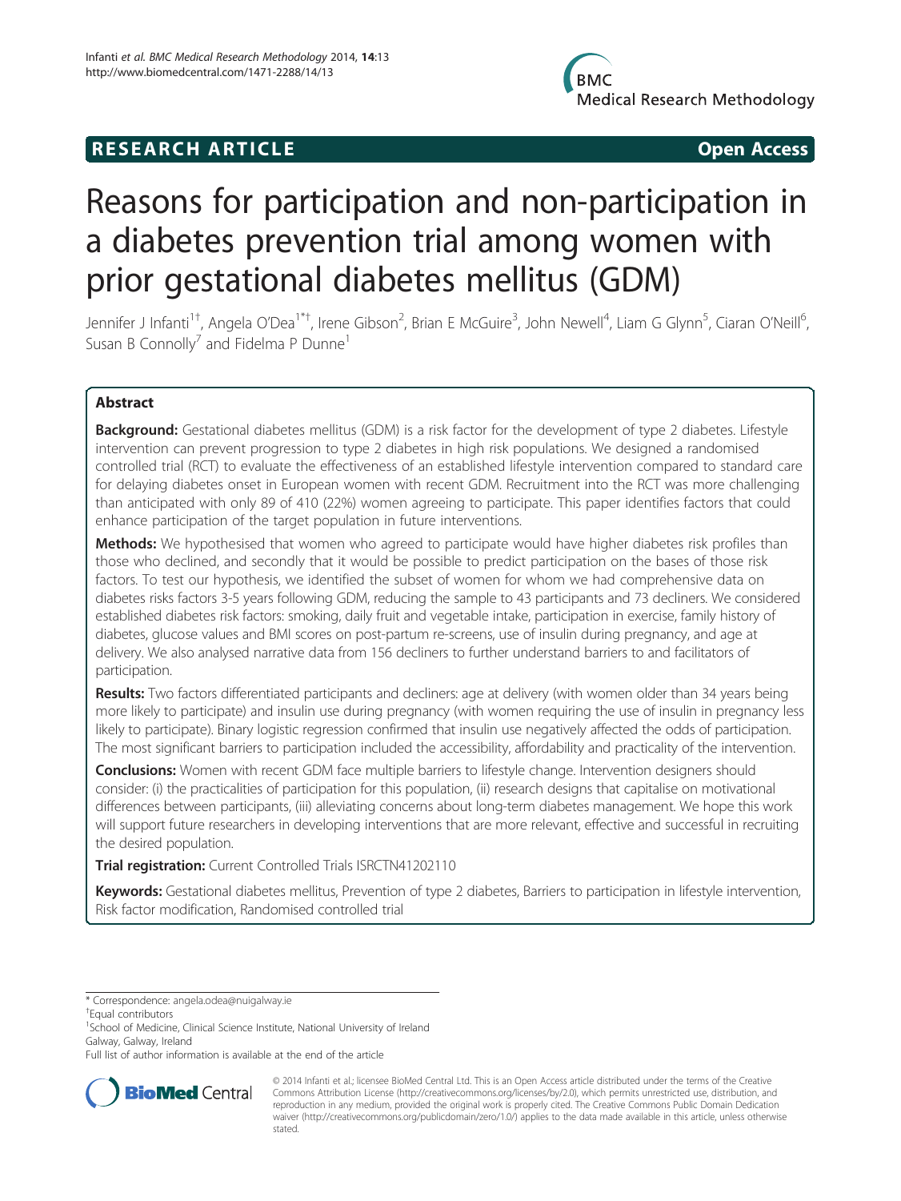RESEARCH ARTICLE Open Access

# Reasons for participation and non-participation in a diabetes prevention trial among women with prior gestational diabetes mellitus (GDM)

Jennifer J Infanti[1†], Angela O'Dea[1*†], Irene Gibson[2], Brian E McGuire[3], John Newell[4], Liam G Glynn[5], Ciaran O'Neill[6], Susan B Connolly[7] and Fidelma P Dunne[1]

## Abstract

**Background:** Gestational diabetes mellitus (GDM) is a risk factor for the development of type 2 diabetes. Lifestyle intervention can prevent progression to type 2 diabetes in high risk populations. We designed a randomised controlled trial (RCT) to evaluate the effectiveness of an established lifestyle intervention compared to standard care for delaying diabetes onset in European women with recent GDM. Recruitment into the RCT was more challenging than anticipated with only 89 of 410 (22%) women agreeing to participate. This paper identifies factors that could enhance participation of the target population in future interventions.

**Methods:** We hypothesised that women who agreed to participate would have higher diabetes risk profiles than those who declined, and secondly that it would be possible to predict participation on the bases of those risk factors. To test our hypothesis, we identified the subset of women for whom we had comprehensive data on diabetes risks factors 3-5 years following GDM, reducing the sample to 43 participants and 73 decliners. We considered established diabetes risk factors: smoking, daily fruit and vegetable intake, participation in exercise, family history of diabetes, glucose values and BMI scores on post-partum re-screens, use of insulin during pregnancy, and age at delivery. We also analysed narrative data from 156 decliners to further understand barriers to and facilitators of participation.

**Results:** Two factors differentiated participants and decliners: age at delivery (with women older than 34 years being more likely to participate) and insulin use during pregnancy (with women requiring the use of insulin in pregnancy less likely to participate). Binary logistic regression confirmed that insulin use negatively affected the odds of participation. The most significant barriers to participation included the accessibility, affordability and practicality of the intervention.

**Conclusions:** Women with recent GDM face multiple barriers to lifestyle change. Intervention designers should consider: (i) the practicalities of participation for this population, (ii) research designs that capitalise on motivational differences between participants, (iii) alleviating concerns about long-term diabetes management. We hope this work will support future researchers in developing interventions that are more relevant, effective and successful in recruiting the desired population.

**Trial registration:** Current Controlled Trials ISRCTN41202110

**Keywords:** Gestational diabetes mellitus, Prevention of type 2 diabetes, Barriers to participation in lifestyle intervention, Risk factor modification, Randomised controlled trial

\* Correspondence: angela.odea@nuigalway.ie
† Equal contributors
[1] School of Medicine, Clinical Science Institute, National University of Ireland Galway, Galway, Ireland
Full list of author information is available at the end of the article

© 2014 Infanti et al.; licensee BioMed Central Ltd. This is an Open Access article distributed under the terms of the Creative Commons Attribution License (http://creativecommons.org/licenses/by/2.0), which permits unrestricted use, distribution, and reproduction in any medium, provided the original work is properly cited. The Creative Commons Public Domain Dedication waiver (http://creativecommons.org/publicdomain/zero/1.0/) applies to the data made available in this article, unless otherwise stated.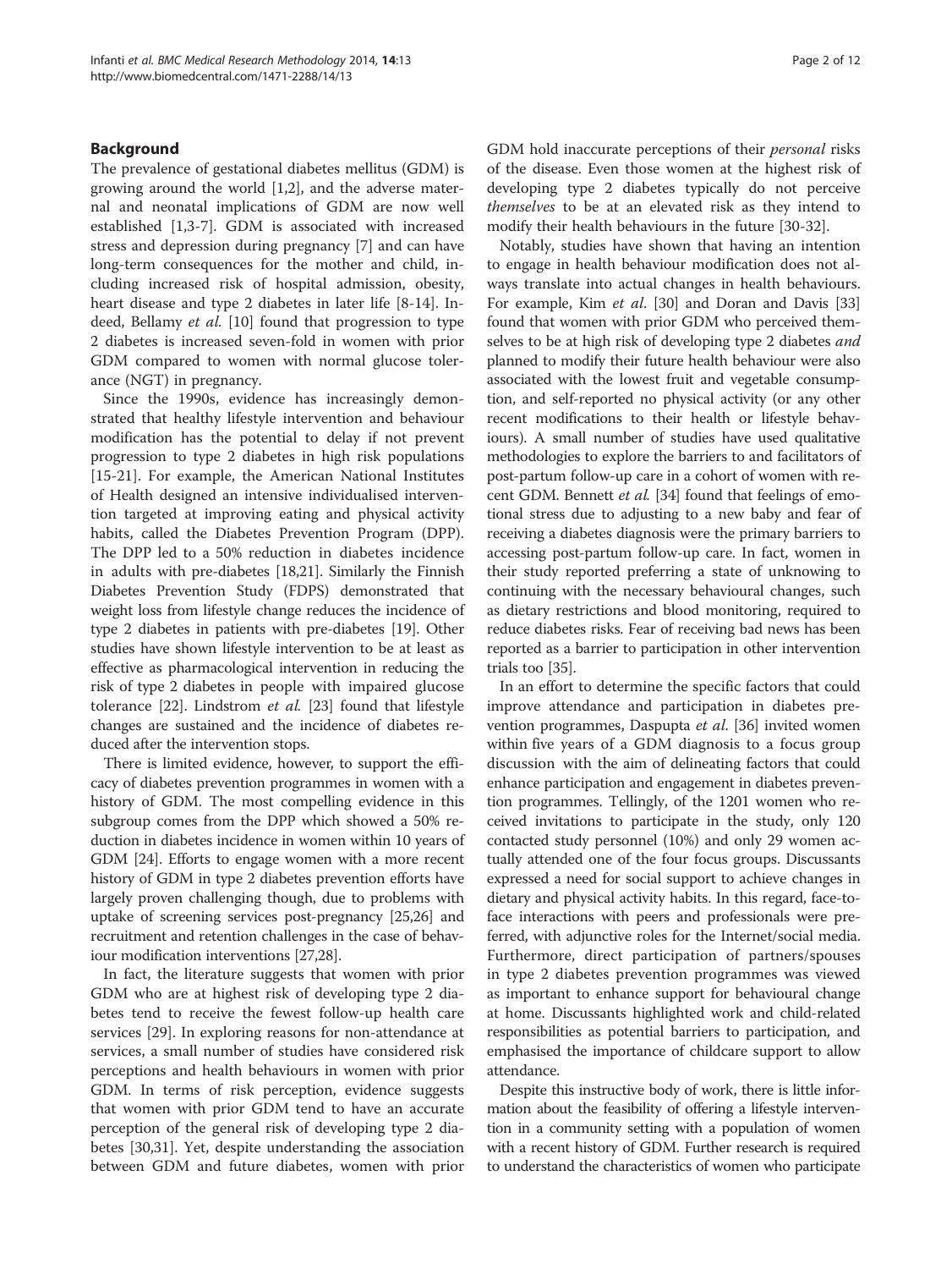## Background

The prevalence of gestational diabetes mellitus (GDM) is growing around the world [1,2], and the adverse maternal and neonatal implications of GDM are now well established [1,3-7]. GDM is associated with increased stress and depression during pregnancy [7] and can have long-term consequences for the mother and child, including increased risk of hospital admission, obesity, heart disease and type 2 diabetes in later life [8-14]. Indeed, Bellamy *et al.* [10] found that progression to type 2 diabetes is increased seven-fold in women with prior GDM compared to women with normal glucose tolerance (NGT) in pregnancy.

Since the 1990s, evidence has increasingly demonstrated that healthy lifestyle intervention and behaviour modification has the potential to delay if not prevent progression to type 2 diabetes in high risk populations [15-21]. For example, the American National Institutes of Health designed an intensive individualised intervention targeted at improving eating and physical activity habits, called the Diabetes Prevention Program (DPP). The DPP led to a 50% reduction in diabetes incidence in adults with pre-diabetes [18,21]. Similarly the Finnish Diabetes Prevention Study (FDPS) demonstrated that weight loss from lifestyle change reduces the incidence of type 2 diabetes in patients with pre-diabetes [19]. Other studies have shown lifestyle intervention to be at least as effective as pharmacological intervention in reducing the risk of type 2 diabetes in people with impaired glucose tolerance [22]. Lindstrom *et al.* [23] found that lifestyle changes are sustained and the incidence of diabetes reduced after the intervention stops.

There is limited evidence, however, to support the efficacy of diabetes prevention programmes in women with a history of GDM. The most compelling evidence in this subgroup comes from the DPP which showed a 50% reduction in diabetes incidence in women within 10 years of GDM [24]. Efforts to engage women with a more recent history of GDM in type 2 diabetes prevention efforts have largely proven challenging though, due to problems with uptake of screening services post-pregnancy [25,26] and recruitment and retention challenges in the case of behaviour modification interventions [27,28].

In fact, the literature suggests that women with prior GDM who are at highest risk of developing type 2 diabetes tend to receive the fewest follow-up health care services [29]. In exploring reasons for non-attendance at services, a small number of studies have considered risk perceptions and health behaviours in women with prior GDM. In terms of risk perception, evidence suggests that women with prior GDM tend to have an accurate perception of the general risk of developing type 2 diabetes [30,31]. Yet, despite understanding the association between GDM and future diabetes, women with prior GDM hold inaccurate perceptions of their *personal* risks of the disease. Even those women at the highest risk of developing type 2 diabetes typically do not perceive *themselves* to be at an elevated risk as they intend to modify their health behaviours in the future [30-32].

Notably, studies have shown that having an intention to engage in health behaviour modification does not always translate into actual changes in health behaviours. For example, Kim *et al.* [30] and Doran and Davis [33] found that women with prior GDM who perceived themselves to be at high risk of developing type 2 diabetes *and* planned to modify their future health behaviour were also associated with the lowest fruit and vegetable consumption, and self-reported no physical activity (or any other recent modifications to their health or lifestyle behaviours). A small number of studies have used qualitative methodologies to explore the barriers to and facilitators of post-partum follow-up care in a cohort of women with recent GDM. Bennett *et al.* [34] found that feelings of emotional stress due to adjusting to a new baby and fear of receiving a diabetes diagnosis were the primary barriers to accessing post-partum follow-up care. In fact, women in their study reported preferring a state of unknowing to continuing with the necessary behavioural changes, such as dietary restrictions and blood monitoring, required to reduce diabetes risks. Fear of receiving bad news has been reported as a barrier to participation in other intervention trials too [35].

In an effort to determine the specific factors that could improve attendance and participation in diabetes prevention programmes, Daspupta *et al.* [36] invited women within five years of a GDM diagnosis to a focus group discussion with the aim of delineating factors that could enhance participation and engagement in diabetes prevention programmes. Tellingly, of the 1201 women who received invitations to participate in the study, only 120 contacted study personnel (10%) and only 29 women actually attended one of the four focus groups. Discussants expressed a need for social support to achieve changes in dietary and physical activity habits. In this regard, face-to-face interactions with peers and professionals were preferred, with adjunctive roles for the Internet/social media. Furthermore, direct participation of partners/spouses in type 2 diabetes prevention programmes was viewed as important to enhance support for behavioural change at home. Discussants highlighted work and child-related responsibilities as potential barriers to participation, and emphasised the importance of childcare support to allow attendance.

Despite this instructive body of work, there is little information about the feasibility of offering a lifestyle intervention in a community setting with a population of women with a recent history of GDM. Further research is required to understand the characteristics of women who participate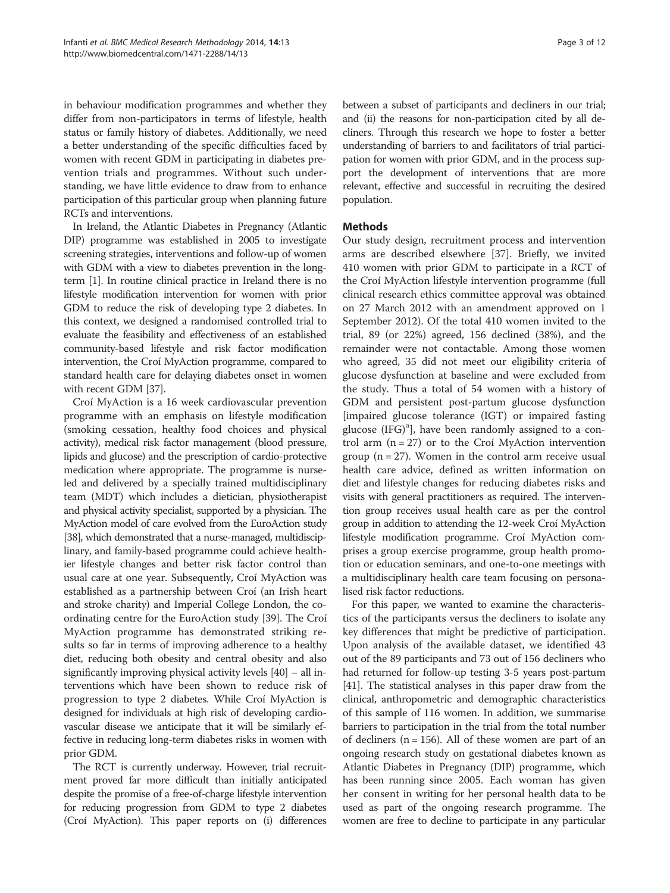in behaviour modification programmes and whether they differ from non-participators in terms of lifestyle, health status or family history of diabetes. Additionally, we need a better understanding of the specific difficulties faced by women with recent GDM in participating in diabetes prevention trials and programmes. Without such understanding, we have little evidence to draw from to enhance participation of this particular group when planning future RCTs and interventions.

In Ireland, the Atlantic Diabetes in Pregnancy (Atlantic DIP) programme was established in 2005 to investigate screening strategies, interventions and follow-up of women with GDM with a view to diabetes prevention in the long-term [1]. In routine clinical practice in Ireland there is no lifestyle modification intervention for women with prior GDM to reduce the risk of developing type 2 diabetes. In this context, we designed a randomised controlled trial to evaluate the feasibility and effectiveness of an established community-based lifestyle and risk factor modification intervention, the Croí MyAction programme, compared to standard health care for delaying diabetes onset in women with recent GDM [37].

Croí MyAction is a 16 week cardiovascular prevention programme with an emphasis on lifestyle modification (smoking cessation, healthy food choices and physical activity), medical risk factor management (blood pressure, lipids and glucose) and the prescription of cardio-protective medication where appropriate. The programme is nurse-led and delivered by a specially trained multidisciplinary team (MDT) which includes a dietician, physiotherapist and physical activity specialist, supported by a physician. The MyAction model of care evolved from the EuroAction study [38], which demonstrated that a nurse-managed, multidisciplinary, and family-based programme could achieve healthier lifestyle changes and better risk factor control than usual care at one year. Subsequently, Croí MyAction was established as a partnership between Croí (an Irish heart and stroke charity) and Imperial College London, the coordinating centre for the EuroAction study [39]. The Croí MyAction programme has demonstrated striking results so far in terms of improving adherence to a healthy diet, reducing both obesity and central obesity and also significantly improving physical activity levels [40] – all interventions which have been shown to reduce risk of progression to type 2 diabetes. While Croí MyAction is designed for individuals at high risk of developing cardiovascular disease we anticipate that it will be similarly effective in reducing long-term diabetes risks in women with prior GDM.

The RCT is currently underway. However, trial recruitment proved far more difficult than initially anticipated despite the promise of a free-of-charge lifestyle intervention for reducing progression from GDM to type 2 diabetes (Croí MyAction). This paper reports on (i) differences between a subset of participants and decliners in our trial; and (ii) the reasons for non-participation cited by all decliners. Through this research we hope to foster a better understanding of barriers to and facilitators of trial participation for women with prior GDM, and in the process support the development of interventions that are more relevant, effective and successful in recruiting the desired population.

## Methods

Our study design, recruitment process and intervention arms are described elsewhere [37]. Briefly, we invited 410 women with prior GDM to participate in a RCT of the Croí MyAction lifestyle intervention programme (full clinical research ethics committee approval was obtained on 27 March 2012 with an amendment approved on 1 September 2012). Of the total 410 women invited to the trial, 89 (or 22%) agreed, 156 declined (38%), and the remainder were not contactable. Among those women who agreed, 35 did not meet our eligibility criteria of glucose dysfunction at baseline and were excluded from the study. Thus a total of 54 women with a history of GDM and persistent post-partum glucose dysfunction [impaired glucose tolerance (IGT) or impaired fasting glucose (IFG)[a]], have been randomly assigned to a control arm (n = 27) or to the Croí MyAction intervention group (n = 27). Women in the control arm receive usual health care advice, defined as written information on diet and lifestyle changes for reducing diabetes risks and visits with general practitioners as required. The intervention group receives usual health care as per the control group in addition to attending the 12-week Croí MyAction lifestyle modification programme. Croí MyAction comprises a group exercise programme, group health promotion or education seminars, and one-to-one meetings with a multidisciplinary health care team focusing on personalised risk factor reductions.

For this paper, we wanted to examine the characteristics of the participants versus the decliners to isolate any key differences that might be predictive of participation. Upon analysis of the available dataset, we identified 43 out of the 89 participants and 73 out of 156 decliners who had returned for follow-up testing 3-5 years post-partum [41]. The statistical analyses in this paper draw from the clinical, anthropometric and demographic characteristics of this sample of 116 women. In addition, we summarise barriers to participation in the trial from the total number of decliners (n = 156). All of these women are part of an ongoing research study on gestational diabetes known as Atlantic Diabetes in Pregnancy (DIP) programme, which has been running since 2005. Each woman has given her consent in writing for her personal health data to be used as part of the ongoing research programme. The women are free to decline to participate in any particular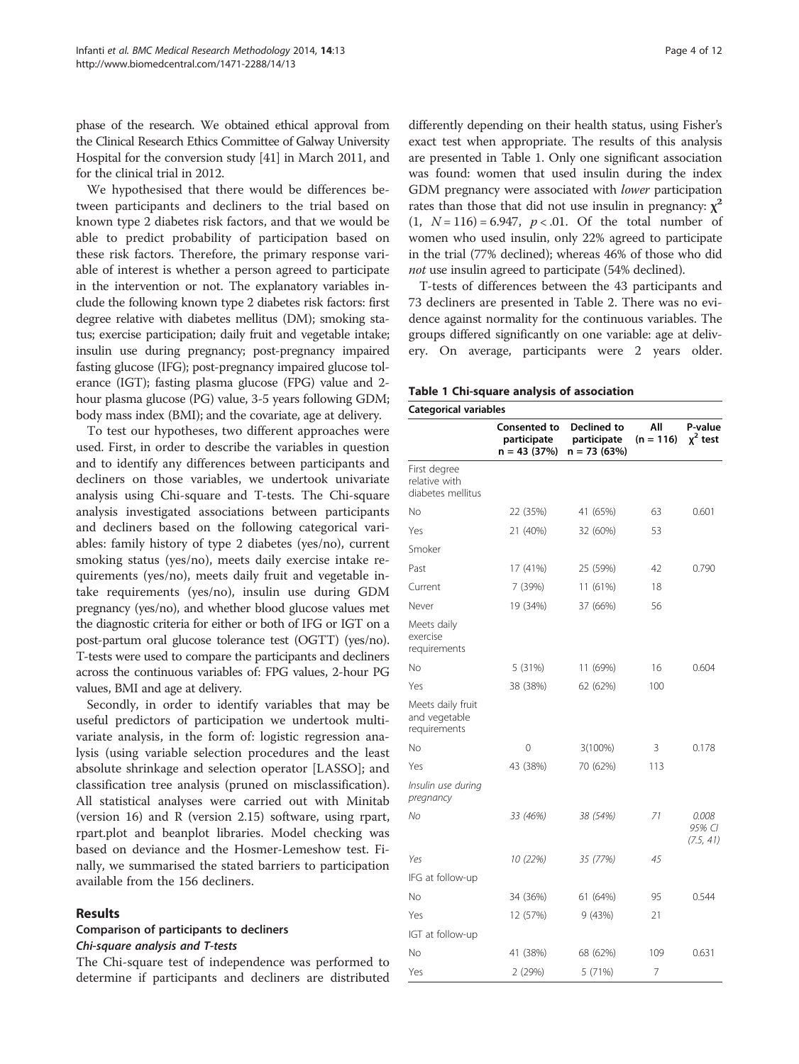phase of the research. We obtained ethical approval from the Clinical Research Ethics Committee of Galway University Hospital for the conversion study [41] in March 2011, and for the clinical trial in 2012.

We hypothesised that there would be differences between participants and decliners to the trial based on known type 2 diabetes risk factors, and that we would be able to predict probability of participation based on these risk factors. Therefore, the primary response variable of interest is whether a person agreed to participate in the intervention or not. The explanatory variables include the following known type 2 diabetes risk factors: first degree relative with diabetes mellitus (DM); smoking status; exercise participation; daily fruit and vegetable intake; insulin use during pregnancy; post-pregnancy impaired fasting glucose (IFG); post-pregnancy impaired glucose tolerance (IGT); fasting plasma glucose (FPG) value and 2-hour plasma glucose (PG) value, 3-5 years following GDM; body mass index (BMI); and the covariate, age at delivery.

To test our hypotheses, two different approaches were used. First, in order to describe the variables in question and to identify any differences between participants and decliners on those variables, we undertook univariate analysis using Chi-square and T-tests. The Chi-square analysis investigated associations between participants and decliners based on the following categorical variables: family history of type 2 diabetes (yes/no), current smoking status (yes/no), meets daily exercise intake requirements (yes/no), meets daily fruit and vegetable intake requirements (yes/no), insulin use during GDM pregnancy (yes/no), and whether blood glucose values met the diagnostic criteria for either or both of IFG or IGT on a post-partum oral glucose tolerance test (OGTT) (yes/no). T-tests were used to compare the participants and decliners across the continuous variables of: FPG values, 2-hour PG values, BMI and age at delivery.

Secondly, in order to identify variables that may be useful predictors of participation we undertook multivariate analysis, in the form of: logistic regression analysis (using variable selection procedures and the least absolute shrinkage and selection operator [LASSO]; and classification tree analysis (pruned on misclassification). All statistical analyses were carried out with Minitab (version 16) and R (version 2.15) software, using rpart, rpart.plot and beanplot libraries. Model checking was based on deviance and the Hosmer-Lemeshow test. Finally, we summarised the stated barriers to participation available from the 156 decliners.

## Results

### Comparison of participants to decliners

#### *Chi-square analysis and T-tests*

The Chi-square test of independence was performed to determine if participants and decliners are distributed differently depending on their health status, using Fisher's exact test when appropriate. The results of this analysis are presented in Table 1. Only one significant association was found: women that used insulin during the index GDM pregnancy were associated with *lower* participation rates than those that did not use insulin in pregnancy: $\chi^2$ $(1, N = 116) = 6.947$, $p < .01$. Of the total number of women who used insulin, only 22% agreed to participate in the trial (77% declined); whereas 46% of those who did *not* use insulin agreed to participate (54% declined).

T-tests of differences between the 43 participants and 73 decliners are presented in Table 2. There was no evidence against normality for the continuous variables. The groups differed significantly on one variable: age at delivery. On average, participants were 2 years older.

**Table 1 Chi-square analysis of association**

| Categorical variables | | | | |
|---|---|---|---|---|
| | Consented to participate n = 43 (37%) | Declined to participate n = 73 (63%) | All (n = 116) | P-value $\chi^2$ test |
| First degree relative with diabetes mellitus | | | | |
| No | 22 (35%) | 41 (65%) | 63 | 0.601 |
| Yes | 21 (40%) | 32 (60%) | 53 | |
| Smoker | | | | |
| Past | 17 (41%) | 25 (59%) | 42 | 0.790 |
| Current | 7 (39%) | 11 (61%) | 18 | |
| Never | 19 (34%) | 37 (66%) | 56 | |
| Meets daily exercise requirements | | | | |
| No | 5 (31%) | 11 (69%) | 16 | 0.604 |
| Yes | 38 (38%) | 62 (62%) | 100 | |
| Meets daily fruit and vegetable requirements | | | | |
| No | 0 | 3(100%) | 3 | 0.178 |
| Yes | 43 (38%) | 70 (62%) | 113 | |
| *Insulin use during pregnancy* | | | | |
| *No* | *33 (46%)* | *38 (54%)* | *71* | *0.008 95% CI (7.5, 41)* |
| *Yes* | *10 (22%)* | *35 (77%)* | *45* | |
| IFG at follow-up | | | | |
| No | 34 (36%) | 61 (64%) | 95 | 0.544 |
| Yes | 12 (57%) | 9 (43%) | 21 | |
| IGT at follow-up | | | | |
| No | 41 (38%) | 68 (62%) | 109 | 0.631 |
| Yes | 2 (29%) | 5 (71%) | 7 | |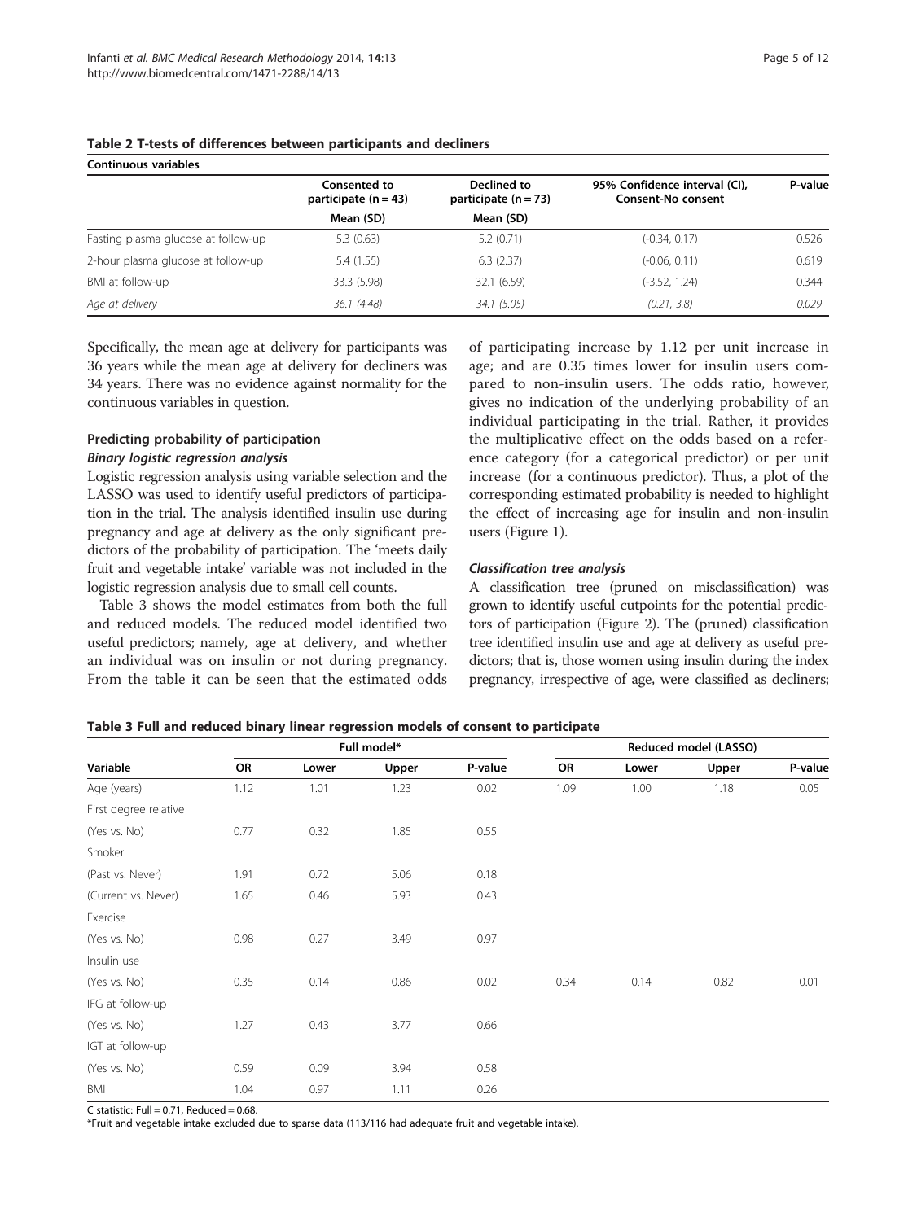**Table 2 T-tests of differences between participants and decliners**

| Continuous variables | Consented to participate (n = 43) | Declined to participate (n = 73) | 95% Confidence interval (CI), Consent-No consent | P-value |
|---|---|---|---|---|
| | Mean (SD) | Mean (SD) | | |
| Fasting plasma glucose at follow-up | 5.3 (0.63) | 5.2 (0.71) | (-0.34, 0.17) | 0.526 |
| 2-hour plasma glucose at follow-up | 5.4 (1.55) | 6.3 (2.37) | (-0.06, 0.11) | 0.619 |
| BMI at follow-up | 33.3 (5.98) | 32.1 (6.59) | (-3.52, 1.24) | 0.344 |
| *Age at delivery* | *36.1 (4.48)* | *34.1 (5.05)* | *(0.21, 3.8)* | *0.029* |

Specifically, the mean age at delivery for participants was 36 years while the mean age at delivery for decliners was 34 years. There was no evidence against normality for the continuous variables in question.

### Predicting probability of participation

#### *Binary logistic regression analysis*

Logistic regression analysis using variable selection and the LASSO was used to identify useful predictors of participation in the trial. The analysis identified insulin use during pregnancy and age at delivery as the only significant predictors of the probability of participation. The 'meets daily fruit and vegetable intake' variable was not included in the logistic regression analysis due to small cell counts.

Table 3 shows the model estimates from both the full and reduced models. The reduced model identified two useful predictors; namely, age at delivery, and whether an individual was on insulin or not during pregnancy. From the table it can be seen that the estimated odds of participating increase by 1.12 per unit increase in age; and are 0.35 times lower for insulin users compared to non-insulin users. The odds ratio, however, gives no indication of the underlying probability of an individual participating in the trial. Rather, it provides the multiplicative effect on the odds based on a reference category (for a categorical predictor) or per unit increase (for a continuous predictor). Thus, a plot of the corresponding estimated probability is needed to highlight the effect of increasing age for insulin and non-insulin users (Figure 1).

#### *Classification tree analysis*

A classification tree (pruned on misclassification) was grown to identify useful cutpoints for the potential predictors of participation (Figure 2). The (pruned) classification tree identified insulin use and age at delivery as useful predictors; that is, those women using insulin during the index pregnancy, irrespective of age, were classified as decliners;

**Table 3 Full and reduced binary linear regression models of consent to participate**

| | Full model* | | | | Reduced model (LASSO) | | | |
|---|---|---|---|---|---|---|---|---|
| Variable | OR | Lower | Upper | P-value | OR | Lower | Upper | P-value |
| Age (years) | 1.12 | 1.01 | 1.23 | 0.02 | 1.09 | 1.00 | 1.18 | 0.05 |
| First degree relative | | | | | | | | |
| (Yes vs. No) | 0.77 | 0.32 | 1.85 | 0.55 | | | | |
| Smoker | | | | | | | | |
| (Past vs. Never) | 1.91 | 0.72 | 5.06 | 0.18 | | | | |
| (Current vs. Never) | 1.65 | 0.46 | 5.93 | 0.43 | | | | |
| Exercise | | | | | | | | |
| (Yes vs. No) | 0.98 | 0.27 | 3.49 | 0.97 | | | | |
| Insulin use | | | | | | | | |
| (Yes vs. No) | 0.35 | 0.14 | 0.86 | 0.02 | 0.34 | 0.14 | 0.82 | 0.01 |
| IFG at follow-up | | | | | | | | |
| (Yes vs. No) | 1.27 | 0.43 | 3.77 | 0.66 | | | | |
| IGT at follow-up | | | | | | | | |
| (Yes vs. No) | 0.59 | 0.09 | 3.94 | 0.58 | | | | |
| BMI | 1.04 | 0.97 | 1.11 | 0.26 | | | | |

C statistic: Full = 0.71, Reduced = 0.68.

*Fruit and vegetable intake excluded due to sparse data (113/116 had adequate fruit and vegetable intake).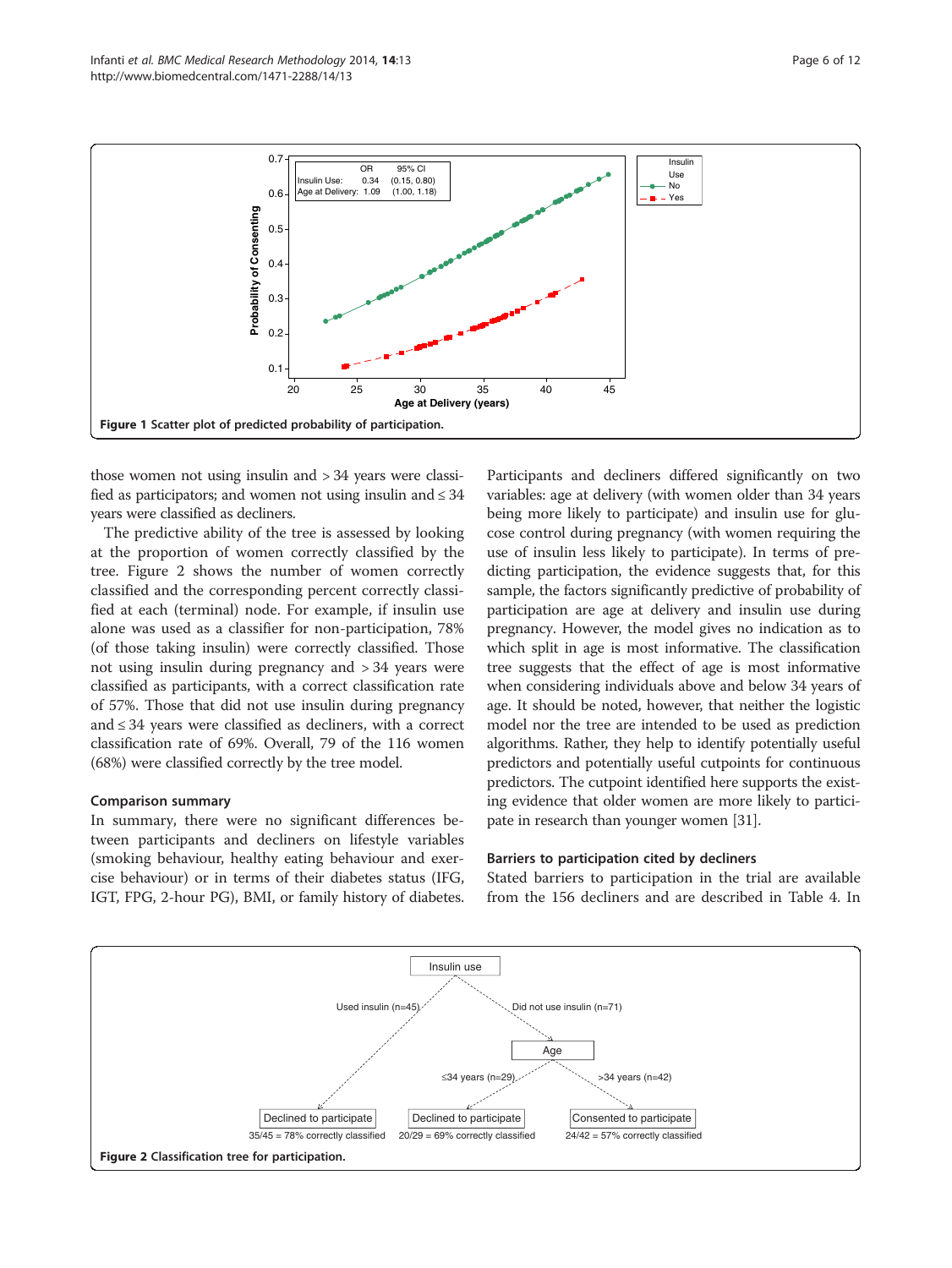Figure 1 Scatter plot of predicted probability of participation.

those women not using insulin and > 34 years were classified as participators; and women not using insulin and ≤ 34 years were classified as decliners.

The predictive ability of the tree is assessed by looking at the proportion of women correctly classified by the tree. Figure 2 shows the number of women correctly classified and the corresponding percent correctly classified at each (terminal) node. For example, if insulin use alone was used as a classifier for non-participation, 78% (of those taking insulin) were correctly classified. Those not using insulin during pregnancy and > 34 years were classified as participants, with a correct classification rate of 57%. Those that did not use insulin during pregnancy and ≤ 34 years were classified as decliners, with a correct classification rate of 69%. Overall, 79 of the 116 women (68%) were classified correctly by the tree model.

### Comparison summary

In summary, there were no significant differences between participants and decliners on lifestyle variables (smoking behaviour, healthy eating behaviour and exercise behaviour) or in terms of their diabetes status (IFG, IGT, FPG, 2-hour PG), BMI, or family history of diabetes. Participants and decliners differed significantly on two variables: age at delivery (with women older than 34 years being more likely to participate) and insulin use for glucose control during pregnancy (with women requiring the use of insulin less likely to participate). In terms of predicting participation, the evidence suggests that, for this sample, the factors significantly predictive of probability of participation are age at delivery and insulin use during pregnancy. However, the model gives no indication as to which split in age is most informative. The classification tree suggests that the effect of age is most informative when considering individuals above and below 34 years of age. It should be noted, however, that neither the logistic model nor the tree are intended to be used as prediction algorithms. Rather, they help to identify potentially useful predictors and potentially useful cutpoints for continuous predictors. The cutpoint identified here supports the existing evidence that older women are more likely to participate in research than younger women [31].

### Barriers to participation cited by decliners

Stated barriers to participation in the trial are available from the 156 decliners and are described in Table 4. In

Figure 2 Classification tree for participation.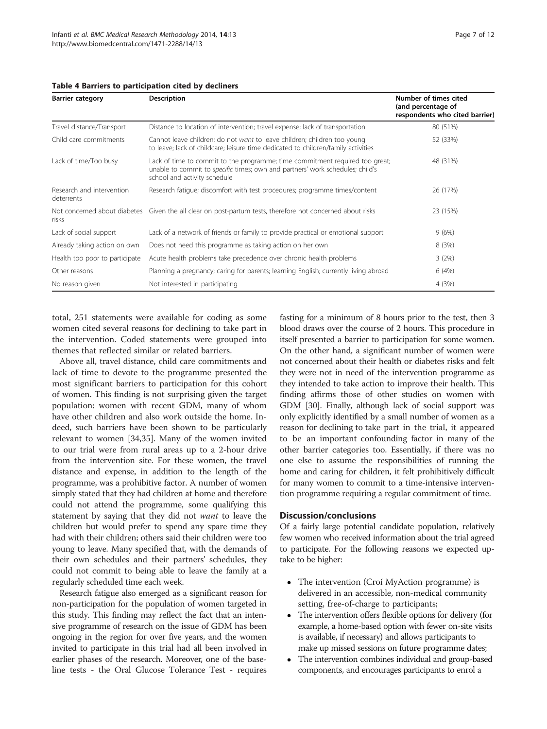**Table 4 Barriers to participation cited by decliners**

| Barrier category | Description | Number of times cited (and percentage of respondents who cited barrier) |
|---|---|---|
| Travel distance/Transport | Distance to location of intervention; travel expense; lack of transportation | 80 (51%) |
| Child care commitments | Cannot leave children; do not *want* to leave children; children too young to leave; lack of childcare; leisure time dedicated to children/family activities | 52 (33%) |
| Lack of time/Too busy | Lack of time to commit to the programme; time commitment required too great; unable to commit to *specific* times; own and partners' work schedules; child's school and activity schedule | 48 (31%) |
| Research and intervention deterrents | Research fatigue; discomfort with test procedures; programme times/content | 26 (17%) |
| Not concerned about diabetes risks | Given the all clear on post-partum tests, therefore not concerned about risks | 23 (15%) |
| Lack of social support | Lack of a network of friends or family to provide practical or emotional support | 9 (6%) |
| Already taking action on own | Does not need this programme as taking action on her own | 8 (3%) |
| Health too poor to participate | Acute health problems take precedence over chronic health problems | 3 (2%) |
| Other reasons | Planning a pregnancy; caring for parents; learning English; currently living abroad | 6 (4%) |
| No reason given | Not interested in participating | 4 (3%) |

total, 251 statements were available for coding as some women cited several reasons for declining to take part in the intervention. Coded statements were grouped into themes that reflected similar or related barriers.

Above all, travel distance, child care commitments and lack of time to devote to the programme presented the most significant barriers to participation for this cohort of women. This finding is not surprising given the target population: women with recent GDM, many of whom have other children and also work outside the home. Indeed, such barriers have been shown to be particularly relevant to women [34,35]. Many of the women invited to our trial were from rural areas up to a 2-hour drive from the intervention site. For these women, the travel distance and expense, in addition to the length of the programme, was a prohibitive factor. A number of women simply stated that they had children at home and therefore could not attend the programme, some qualifying this statement by saying that they did not *want* to leave the children but would prefer to spend any spare time they had with their children; others said their children were too young to leave. Many specified that, with the demands of their own schedules and their partners' schedules, they could not commit to being able to leave the family at a regularly scheduled time each week.

Research fatigue also emerged as a significant reason for non-participation for the population of women targeted in this study. This finding may reflect the fact that an intensive programme of research on the issue of GDM has been ongoing in the region for over five years, and the women invited to participate in this trial had all been involved in earlier phases of the research. Moreover, one of the baseline tests - the Oral Glucose Tolerance Test - requires fasting for a minimum of 8 hours prior to the test, then 3 blood draws over the course of 2 hours. This procedure in itself presented a barrier to participation for some women. On the other hand, a significant number of women were not concerned about their health or diabetes risks and felt they were not in need of the intervention programme as they intended to take action to improve their health. This finding affirms those of other studies on women with GDM [30]. Finally, although lack of social support was only explicitly identified by a small number of women as a reason for declining to take part in the trial, it appeared to be an important confounding factor in many of the other barrier categories too. Essentially, if there was no one else to assume the responsibilities of running the home and caring for children, it felt prohibitively difficult for many women to commit to a time-intensive intervention programme requiring a regular commitment of time.

## Discussion/conclusions

Of a fairly large potential candidate population, relatively few women who received information about the trial agreed to participate. For the following reasons we expected uptake to be higher:

- The intervention (Croí MyAction programme) is delivered in an accessible, non-medical community setting, free-of-charge to participants;
- The intervention offers flexible options for delivery (for example, a home-based option with fewer on-site visits is available, if necessary) and allows participants to make up missed sessions on future programme dates;
- The intervention combines individual and group-based components, and encourages participants to enrol a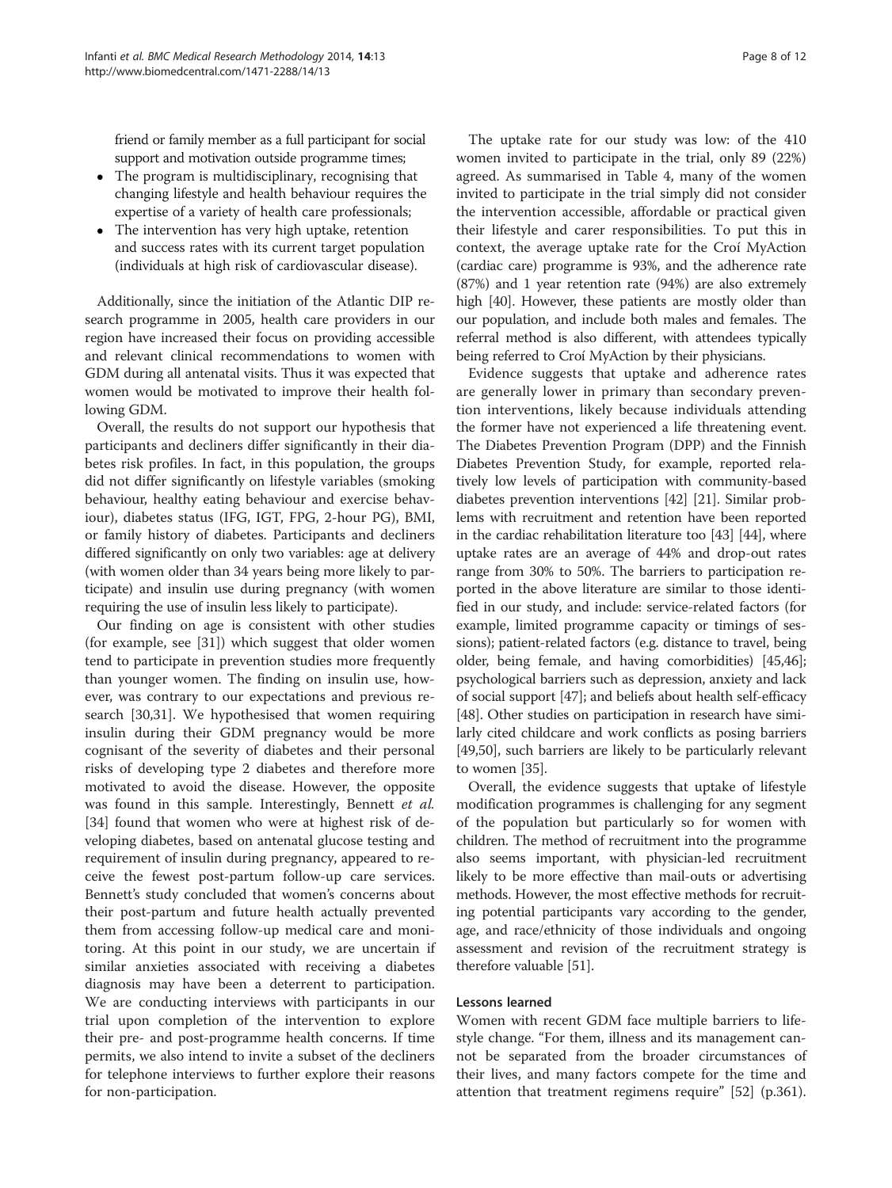friend or family member as a full participant for social support and motivation outside programme times;

- The program is multidisciplinary, recognising that changing lifestyle and health behaviour requires the expertise of a variety of health care professionals;
- The intervention has very high uptake, retention and success rates with its current target population (individuals at high risk of cardiovascular disease).

Additionally, since the initiation of the Atlantic DIP research programme in 2005, health care providers in our region have increased their focus on providing accessible and relevant clinical recommendations to women with GDM during all antenatal visits. Thus it was expected that women would be motivated to improve their health following GDM.

Overall, the results do not support our hypothesis that participants and decliners differ significantly in their diabetes risk profiles. In fact, in this population, the groups did not differ significantly on lifestyle variables (smoking behaviour, healthy eating behaviour and exercise behaviour), diabetes status (IFG, IGT, FPG, 2-hour PG), BMI, or family history of diabetes. Participants and decliners differed significantly on only two variables: age at delivery (with women older than 34 years being more likely to participate) and insulin use during pregnancy (with women requiring the use of insulin less likely to participate).

Our finding on age is consistent with other studies (for example, see [31]) which suggest that older women tend to participate in prevention studies more frequently than younger women. The finding on insulin use, however, was contrary to our expectations and previous research [30,31]. We hypothesised that women requiring insulin during their GDM pregnancy would be more cognisant of the severity of diabetes and their personal risks of developing type 2 diabetes and therefore more motivated to avoid the disease. However, the opposite was found in this sample. Interestingly, Bennett *et al.* [34] found that women who were at highest risk of developing diabetes, based on antenatal glucose testing and requirement of insulin during pregnancy, appeared to receive the fewest post-partum follow-up care services. Bennett's study concluded that women's concerns about their post-partum and future health actually prevented them from accessing follow-up medical care and monitoring. At this point in our study, we are uncertain if similar anxieties associated with receiving a diabetes diagnosis may have been a deterrent to participation. We are conducting interviews with participants in our trial upon completion of the intervention to explore their pre- and post-programme health concerns. If time permits, we also intend to invite a subset of the decliners for telephone interviews to further explore their reasons for non-participation.

The uptake rate for our study was low: of the 410 women invited to participate in the trial, only 89 (22%) agreed. As summarised in Table 4, many of the women invited to participate in the trial simply did not consider the intervention accessible, affordable or practical given their lifestyle and carer responsibilities. To put this in context, the average uptake rate for the Croí MyAction (cardiac care) programme is 93%, and the adherence rate (87%) and 1 year retention rate (94%) are also extremely high [40]. However, these patients are mostly older than our population, and include both males and females. The referral method is also different, with attendees typically being referred to Croí MyAction by their physicians.

Evidence suggests that uptake and adherence rates are generally lower in primary than secondary prevention interventions, likely because individuals attending the former have not experienced a life threatening event. The Diabetes Prevention Program (DPP) and the Finnish Diabetes Prevention Study, for example, reported relatively low levels of participation with community-based diabetes prevention interventions [42] [21]. Similar problems with recruitment and retention have been reported in the cardiac rehabilitation literature too [43] [44], where uptake rates are an average of 44% and drop-out rates range from 30% to 50%. The barriers to participation reported in the above literature are similar to those identified in our study, and include: service-related factors (for example, limited programme capacity or timings of sessions); patient-related factors (e.g. distance to travel, being older, being female, and having comorbidities) [45,46]; psychological barriers such as depression, anxiety and lack of social support [47]; and beliefs about health self-efficacy [48]. Other studies on participation in research have similarly cited childcare and work conflicts as posing barriers [49,50], such barriers are likely to be particularly relevant to women [35].

Overall, the evidence suggests that uptake of lifestyle modification programmes is challenging for any segment of the population but particularly so for women with children. The method of recruitment into the programme also seems important, with physician-led recruitment likely to be more effective than mail-outs or advertising methods. However, the most effective methods for recruiting potential participants vary according to the gender, age, and race/ethnicity of those individuals and ongoing assessment and revision of the recruitment strategy is therefore valuable [51].

### Lessons learned

Women with recent GDM face multiple barriers to lifestyle change. "For them, illness and its management cannot be separated from the broader circumstances of their lives, and many factors compete for the time and attention that treatment regimens require" [52] (p.361).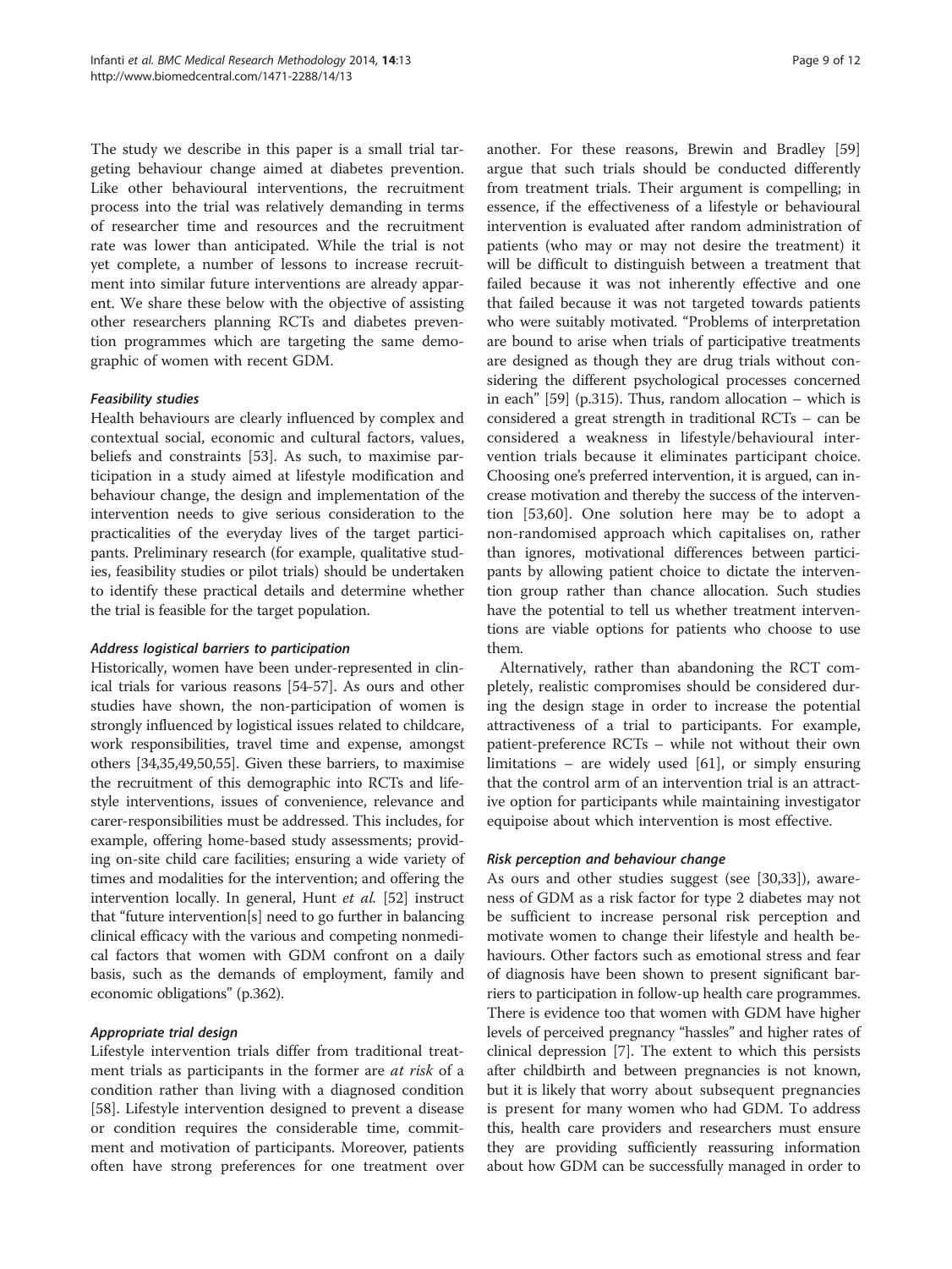The study we describe in this paper is a small trial targeting behaviour change aimed at diabetes prevention. Like other behavioural interventions, the recruitment process into the trial was relatively demanding in terms of researcher time and resources and the recruitment rate was lower than anticipated. While the trial is not yet complete, a number of lessons to increase recruitment into similar future interventions are already apparent. We share these below with the objective of assisting other researchers planning RCTs and diabetes prevention programmes which are targeting the same demographic of women with recent GDM.

#### *Feasibility studies*

Health behaviours are clearly influenced by complex and contextual social, economic and cultural factors, values, beliefs and constraints [53]. As such, to maximise participation in a study aimed at lifestyle modification and behaviour change, the design and implementation of the intervention needs to give serious consideration to the practicalities of the everyday lives of the target participants. Preliminary research (for example, qualitative studies, feasibility studies or pilot trials) should be undertaken to identify these practical details and determine whether the trial is feasible for the target population.

#### *Address logistical barriers to participation*

Historically, women have been under-represented in clinical trials for various reasons [54-57]. As ours and other studies have shown, the non-participation of women is strongly influenced by logistical issues related to childcare, work responsibilities, travel time and expense, amongst others [34,35,49,50,55]. Given these barriers, to maximise the recruitment of this demographic into RCTs and lifestyle interventions, issues of convenience, relevance and carer-responsibilities must be addressed. This includes, for example, offering home-based study assessments; providing on-site child care facilities; ensuring a wide variety of times and modalities for the intervention; and offering the intervention locally. In general, Hunt *et al.* [52] instruct that "future intervention[s] need to go further in balancing clinical efficacy with the various and competing nonmedical factors that women with GDM confront on a daily basis, such as the demands of employment, family and economic obligations" (p.362).

#### *Appropriate trial design*

Lifestyle intervention trials differ from traditional treatment trials as participants in the former are *at risk* of a condition rather than living with a diagnosed condition [58]. Lifestyle intervention designed to prevent a disease or condition requires the considerable time, commitment and motivation of participants. Moreover, patients often have strong preferences for one treatment over another. For these reasons, Brewin and Bradley [59] argue that such trials should be conducted differently from treatment trials. Their argument is compelling; in essence, if the effectiveness of a lifestyle or behavioural intervention is evaluated after random administration of patients (who may or may not desire the treatment) it will be difficult to distinguish between a treatment that failed because it was not inherently effective and one that failed because it was not targeted towards patients who were suitably motivated. "Problems of interpretation are bound to arise when trials of participative treatments are designed as though they are drug trials without considering the different psychological processes concerned in each" [59] (p.315). Thus, random allocation – which is considered a great strength in traditional RCTs – can be considered a weakness in lifestyle/behavioural intervention trials because it eliminates participant choice. Choosing one's preferred intervention, it is argued, can increase motivation and thereby the success of the intervention [53,60]. One solution here may be to adopt a non-randomised approach which capitalises on, rather than ignores, motivational differences between participants by allowing patient choice to dictate the intervention group rather than chance allocation. Such studies have the potential to tell us whether treatment interventions are viable options for patients who choose to use them.

Alternatively, rather than abandoning the RCT completely, realistic compromises should be considered during the design stage in order to increase the potential attractiveness of a trial to participants. For example, patient-preference RCTs – while not without their own limitations – are widely used [61], or simply ensuring that the control arm of an intervention trial is an attractive option for participants while maintaining investigator equipoise about which intervention is most effective.

#### *Risk perception and behaviour change*

As ours and other studies suggest (see [30,33]), awareness of GDM as a risk factor for type 2 diabetes may not be sufficient to increase personal risk perception and motivate women to change their lifestyle and health behaviours. Other factors such as emotional stress and fear of diagnosis have been shown to present significant barriers to participation in follow-up health care programmes. There is evidence too that women with GDM have higher levels of perceived pregnancy "hassles" and higher rates of clinical depression [7]. The extent to which this persists after childbirth and between pregnancies is not known, but it is likely that worry about subsequent pregnancies is present for many women who had GDM. To address this, health care providers and researchers must ensure they are providing sufficiently reassuring information about how GDM can be successfully managed in order to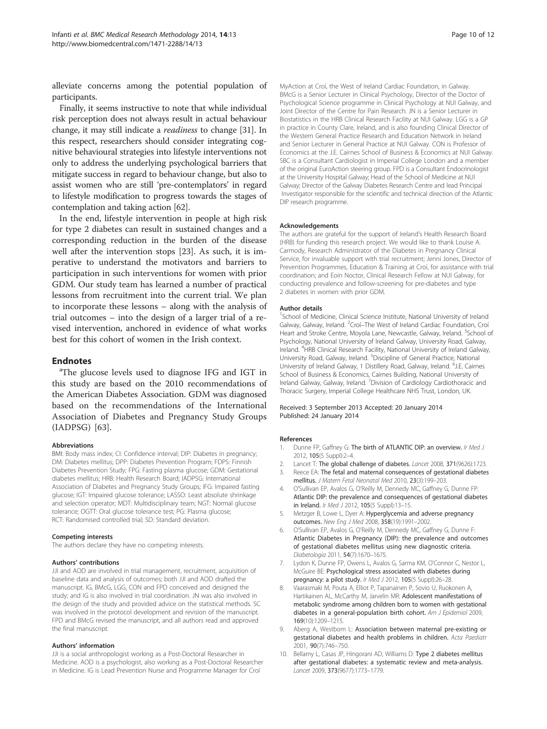alleviate concerns among the potential population of participants.

Finally, it seems instructive to note that while individual risk perception does not always result in actual behaviour change, it may still indicate a *readiness* to change [31]. In this respect, researchers should consider integrating cognitive behavioural strategies into lifestyle interventions not only to address the underlying psychological barriers that mitigate success in regard to behaviour change, but also to assist women who are still 'pre-contemplators' in regard to lifestyle modification to progress towards the stages of contemplation and taking action [62].

In the end, lifestyle intervention in people at high risk for type 2 diabetes can result in sustained changes and a corresponding reduction in the burden of the disease well after the intervention stops [23]. As such, it is imperative to understand the motivators and barriers to participation in such interventions for women with prior GDM. Our study team has learned a number of practical lessons from recruitment into the current trial. We plan to incorporate these lessons – along with the analysis of trial outcomes – into the design of a larger trial of a revised intervention, anchored in evidence of what works best for this cohort of women in the Irish context.

## Endnotes

[a]The glucose levels used to diagnose IFG and IGT in this study are based on the 2010 recommendations of the American Diabetes Association. GDM was diagnosed based on the recommendations of the International Association of Diabetes and Pregnancy Study Groups (IADPSG) [63].

#### Abbreviations

BMI: Body mass index; CI: Confidence interval; DIP: Diabetes in pregnancy; DM: Diabetes mellitus; DPP: Diabetes Prevention Program; FDPS: Finnish Diabetes Prevention Study; FPG: Fasting plasma glucose; GDM: Gestational diabetes mellitus; HRB: Health Research Board; IADPSG: International Association of Diabetes and Pregnancy Study Groups; IFG: Impaired fasting glucose; IGT: Impaired glucose tolerance; LASSO: Least absolute shrinkage and selection operator; MDT: Multidisciplinary team; NGT: Normal glucose tolerance; OGTT: Oral glucose tolerance test; PG: Plasma glucose; RCT: Randomised controlled trial; SD: Standard deviation.

#### Competing interests

The authors declare they have no competing interests.

#### Authors' contributions

JJI and AOD are involved in trial management, recruitment, acquisition of baseline data and analysis of outcomes; both JJI and AOD drafted the manuscript. IG, BMcG, LGG, CON and FPD conceived and designed the study; and IG is also involved in trial coordination. JN was also involved in the design of the study and provided advice on the statistical methods. SC was involved in the protocol development and revision of the manuscript. FPD and BMcG revised the manuscript, and all authors read and approved the final manuscript.

#### Authors' information

JJI is a social anthropologist working as a Post-Doctoral Researcher in Medicine. AOD is a psychologist, also working as a Post-Doctoral Researcher in Medicine. IG is Lead Prevention Nurse and Programme Manager for Croí MyAction at Croí, the West of Ireland Cardiac Foundation, in Galway. BMcG is a Senior Lecturer in Clinical Psychology, Director of the Doctor of Psychological Science programme in Clinical Psychology at NUI Galway, and Joint Director of the Centre for Pain Research. JN is a Senior Lecturer in Biostatistics in the HRB Clinical Research Facility at NUI Galway. LGG is a GP in practice in County Clare, Ireland, and is also founding Clinical Director of the Western General Practice Research and Education Network in Ireland and Senior Lecturer in General Practice at NUI Galway. CON is Professor of Economics at the J.E. Cairnes School of Business & Economics at NUI Galway. SBC is a Consultant Cardiologist in Imperial College London and a member of the original EuroAction steering group. FPD is a Consultant Endocrinologist at the University Hospital Galway; Head of the School of Medicine at NUI Galway; Director of the Galway Diabetes Research Centre and lead Principal Investigator responsible for the scientific and technical direction of the Atlantic DIP research programme.

#### Acknowledgements

The authors are grateful for the support of Ireland's Health Research Board (HRB) for funding this research project. We would like to thank Louise A. Carmody, Research Administrator of the Diabetes in Pregnancy Clinical Service, for invaluable support with trial recruitment; Jenni Jones, Director of Prevention Programmes, Education & Training at Croí, for assistance with trial coordination; and Eoin Noctor, Clinical Research Fellow at NUI Galway, for conducting prevalence and follow-screening for pre-diabetes and type 2 diabetes in women with prior GDM.

#### Author details

[1]School of Medicine, Clinical Science Institute, National University of Ireland Galway, Galway, Ireland. [2]Croí–The West of Ireland Cardiac Foundation, Croí Heart and Stroke Centre, Moyola Lane, Newcastle, Galway, Ireland. [3]School of Psychology, National University of Ireland Galway, University Road, Galway, Ireland. [4]HRB Clinical Research Facility, National University of Ireland Galway, University Road, Galway, Ireland. [5]Discipline of General Practice, National University of Ireland Galway, 1 Distillery Road, Galway, Ireland. [6]J.E. Cairnes School of Business & Economics, Cairnes Building, National University of Ireland Galway, Galway, Ireland. [7]Division of Cardiology Cardiothoracic and Thoracic Surgery, Imperial College Healthcare NHS Trust, London, UK.

Received: 3 September 2013 Accepted: 20 January 2014
Published: 24 January 2014

#### References

1. Dunne FP, Gaffney G: **The birth of ATLANTIC DIP: an overview.** *Ir Med J* 2012, **105**(5 Suppl):2–4.
2. Lancet T: **The global challenge of diabetes.** *Lancet* 2008, **371**(9626):1723.
3. Reece EA: **The fetal and maternal consequences of gestational diabetes mellitus.** *J Matern Fetal Neonatal Med* 2010, **23**(3):199–203.
4. O'Sullivan EP, Avalos G, O'Reilly M, Dennedy MC, Gaffney G, Dunne FP: **Atlantic DIP: the prevalence and consequences of gestational diabetes in Ireland.** *Ir Med J* 2012, **105**(5 Suppl):13–15.
5. Metzger B, Lowe L, Dyer A: **Hyperglycemia and adverse pregnancy outcomes.** *New Eng J Med* 2008, **358**(19):1991–2002.
6. O'Sullivan EP, Avalos G, O'Reilly M, Dennedy MC, Gaffney G, Dunne F: **Atlantic Diabetes in Pregnancy (DIP): the prevalence and outcomes of gestational diabetes mellitus using new diagnostic criteria.** *Diabetologia* 2011, **54**(7):1670–1675.
7. Lydon K, Dunne FP, Owens L, Avalos G, Sarma KM, O'Connor C, Nestor L, McGuire BE: **Psychological stress associated with diabetes during pregnancy: a pilot study.** *Ir Med J* 2012, **105**(5 Suppl):26–28.
8. Vaarasmaki M, Pouta A, Elliot P, Tapanainen P, Sovio U, Ruokonen A, Hartikainen AL, McCarthy M, Jarvelin MR: **Adolescent manifestations of metabolic syndrome among children born to women with gestational diabetes in a general-population birth cohort.** *Am J Epidemiol* 2009, **169**(10):1209–1215.
9. Aberg A, Westbom L: **Association between maternal pre-existing or gestational diabetes and health problems in children.** *Acta Paediatr* 2001, **90**(7):746–750.
10. Bellamy L, Casas JP, Hingorani AD, Williams D: **Type 2 diabetes mellitus after gestational diabetes: a systematic review and meta-analysis.** *Lancet* 2009, **373**(9677):1773–1779.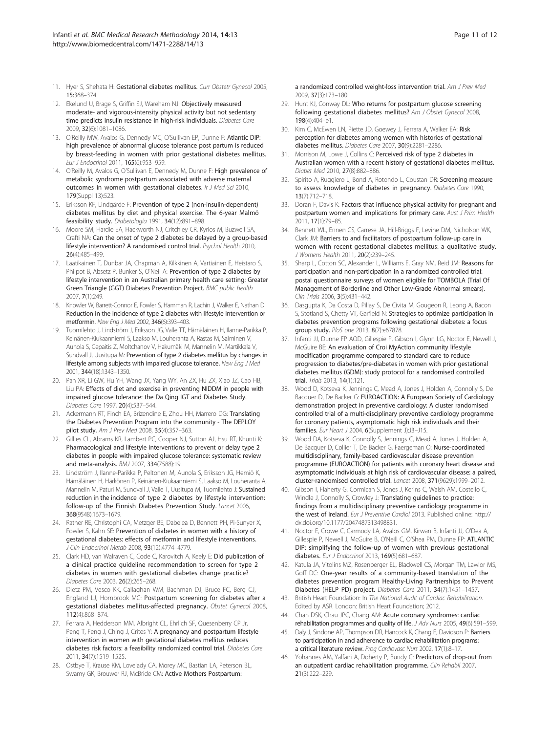11. Hyer S, Shehata H: **Gestational diabetes mellitus.** *Curr Obstetr Gynecol* 2005, **15:**368–374.
12. Ekelund U, Brage S, Griffin SJ, Wareham NJ: **Objectively measured moderate- and vigorous-intensity physical activity but not sedentary time predicts insulin resistance in high-risk individuals.** *Diabetes Care* 2009, **32**(6):1081–1086.
13. O'Reilly MW, Avalos G, Dennedy MC, O'Sullivan EP, Dunne F: **Atlantic DIP: high prevalence of abnormal glucose tolerance post partum is reduced by breast-feeding in women with prior gestational diabetes mellitus.** *Eur J Endocrinol* 2011, **165**(6):953–959.
14. O'Reilly M, Avalos G, O'Sullivan E, Dennedy M, Dunne F: **High prevalence of metabolic syndrome postpartum associated with adverse maternal outcomes in women with gestational diabetes.** *Ir J Med Sci* 2010, **179**(Suppl 13):523.
15. Eriksson KF, Lindgärde F: **Prevention of type 2 (non-insulin-dependent) diabetes mellitus by diet and physical exercise. The 6-year Malmö feasibility study.** *Diabetologia* 1991, **34**(12):891–898.
16. Moore SM, Hardie EA, Hackworth NJ, Critchley CR, Kyrios M, Buzwell SA, Crafti NA: **Can the onset of type 2 diabetes be delayed by a group-based lifestyle intervention? A randomised control trial.** *Psychol Health* 2010, **26**(4):485–499.
17. Laatikainen T, Dunbar JA, Chapman A, Kilkkinen A, Vartiainen E, Heistaro S, Philpot B, Absetz P, Bunker S, O'Neil A: **Prevention of type 2 diabetes by lifestyle intervention in an Australian primary health care setting: Greater Green Triangle (GGT) Diabetes Prevention Project.** *BMC public health* 2007, **7**(1):249.
18. Knowler W, Barrett-Connor E, Fowler S, Hamman R, Lachin J, Walker E, Nathan D: **Reduction in the incidence of type 2 diabetes with lifestyle intervention or metformin.** *New Eng J Med* 2002, **346**(6):393–403.
19. Tuomilehto J, Lindström J, Eriksson JG, Valle TT, Hämäläinen H, Ilanne-Parikka P, Keinänen-Kiukaanniemi S, Laakso M, Louheranta A, Rastas M, Salminen V, Aunola S, Cepaitis Z, Moltchanov V, Hakumäki M, Mannelin M, Martikkala V, Sundvall J, Uusitupa M: **Prevention of type 2 diabetes mellitus by changes in lifestyle among subjects with impaired glucose tolerance.** *New Eng J Med* 2001, **344**(18):1343–1350.
20. Pan XR, Li GW, Hu YH, Wang JX, Yang WY, An ZX, Hu ZX, Xiao JZ, Cao HB, Liu PA: **Effects of diet and exercise in preventing NIDDM in people with impaired glucose tolerance: the Da Qing IGT and Diabetes Study.** *Diabetes Care* 1997, **20**(4):537–544.
21. Ackermann RT, Finch EA, Brizendine E, Zhou HH, Marrero DG: **Translating the Diabetes Prevention Program into the community - The DEPLOY pilot study.** *Am J Prev Med* 2008, **35**(4):357–363.
22. Gillies CL, Abrams KR, Lambert PC, Cooper NJ, Sutton AJ, Hsu RT, Khunti K: **Pharmacological and lifestyle interventions to prevent or delay type 2 diabetes in people with impaired glucose tolerance: systematic review and meta-analysis.** *BMJ* 2007, **334**(7588):19.
23. Lindström J, Ilanne-Parikka P, Peltonen M, Aunola S, Eriksson JG, Hemiö K, Hämäläinen H, Härkönen P, Keinänen-Kiukaanniemi S, Laakso M, Louheranta A, Mannelin M, Paturi M, Sundvall J, Valle T, Uusitupa M, Tuomilehto J: **Sustained reduction in the incidence of type 2 diabetes by lifestyle intervention: follow-up of the Finnish Diabetes Prevention Study.** *Lancet* 2006, **368**(9548):1673–1679.
24. Ratner RE, Christophi CA, Metzger BE, Dabelea D, Bennett PH, Pi-Sunyer X, Fowler S, Kahn SE: **Prevention of diabetes in women with a history of gestational diabetes: effects of metformin and lifestyle interventions.** *J Clin Endocrinol Metab* 2008, **93**(12):4774–4779.
25. Clark HD, van Walraven C, Code C, Karovitch A, Keely E: **Did publication of a clinical practice guideline recommendation to screen for type 2 diabetes in women with gestational diabetes change practice?** *Diabetes Care* 2003, **26**(2):265–268.
26. Dietz PM, Vesco KK, Callaghan WM, Bachman DJ, Bruce FC, Berg CJ, England LJ, Hornbrook MC: **Postpartum screening for diabetes after a gestational diabetes mellitus-affected pregnancy.** *Obstet Gynecol* 2008, **112**(4):868–874.
27. Ferrara A, Hedderson MM, Albright CL, Ehrlich SF, Quesenberry CP Jr, Peng T, Feng J, Ching J, Crites Y: **A pregnancy and postpartum lifestyle intervention in women with gestational diabetes mellitus reduces diabetes risk factors: a feasibility randomized control trial.** *Diabetes Care* 2011, **34**(7):1519–1525.
28. Ostbye T, Krause KM, Lovelady CA, Morey MC, Bastian LA, Peterson BL, Swamy GK, Brouwer RJ, McBride CM: **Active Mothers Postpartum: a randomized controlled weight-loss intervention trial.** *Am J Prev Med* 2009, **37**(3):173–180.
29. Hunt KJ, Conway DL: **Who returns for postpartum glucose screening following gestational diabetes mellitus?** *Am J Obstet Gynecol* 2008, **198**(4):404–e1.
30. Kim C, McEwen LN, Piette JD, Goewey J, Ferrara A, Walker EA: **Risk perception for diabetes among women with histories of gestational diabetes mellitus.** *Diabetes Care* 2007, **30**(9):2281–2286.
31. Morrison M, Lowe J, Collins C: **Perceived risk of type 2 diabetes in Australian women with a recent history of gestational diabetes mellitus.** *Diabet Med* 2010, **27**(8):882–886.
32. Spirito A, Ruggiero L, Bond A, Rotondo L, Coustan DR: **Screening measure to assess knowledge of diabetes in pregnancy.** *Diabetes Care* 1990, **13**(7):712–718.
33. Doran F, Davis K: **Factors that influence physical activity for pregnant and postpartum women and implications for primary care.** *Aust J Prim Health* 2011, **17**(1):79–85.
34. Bennett WL, Ennen CS, Carrese JA, Hill-Briggs F, Levine DM, Nicholson WK, Clark JM: **Barriers to and facilitators of postpartum follow-up care in women with recent gestational diabetes mellitus: a qualitative study.** *J Womens Health* 2011, **20**(2):239–245.
35. Sharp L, Cotton SC, Alexander L, Williams E, Gray NM, Reid JM: **Reasons for participation and non-participation in a randomized controlled trial: postal questionnaire surveys of women eligible for TOMBOLA (Trial Of Management of Borderline and Other Low-Grade Abnormal smears).** *Clin Trials* 2006, **3**(5):431–442.
36. Dasgupta K, Da Costa D, Pillay S, De Civita M, Gougeon R, Leong A, Bacon S, Stotland S, Chetty VT, Garfield N: **Strategies to optimize participation in diabetes prevention programs following gestational diabetes: a focus group study.** *PloS one* 2013, **8**(7):e67878.
37. Infanti JJ, Dunne FP AOD, Gillespie P, Gibson I, Glynn LG, Noctor E, Newell J, McGuire BE: **An evaluation of Croi MyAction community lifestyle modification programme compared to standard care to reduce progression to diabetes/pre-diabetes in women with prior gestational diabetes mellitus (GDM): study protocol for a randomised controlled trial.** *Trials* 2013, **14**(1):121.
38. Wood D, Kotseva K, Jennings C, Mead A, Jones J, Holden A, Connolly S, De Bacquer D, De Backer G: **EUROACTION: A European Society of Cardiology demonstration project in preventive cardiology: A cluster randomised controlled trial of a multi-disciplinary preventive cardiology programme for coronary patients, asymptomatic high risk individuals and their families.** *Eur Heart J* 2004, **6**(Supplement J):J3–J15.
39. Wood DA, Kotseva K, Connolly S, Jennings C, Mead A, Jones J, Holden A, De Bacquer D, Collier T, De Backer G, Faergeman O: **Nurse-coordinated multidisciplinary, family-based cardiovascular disease prevention programme (EUROACTION) for patients with coronary heart disease and asymptomatic individuals at high risk of cardiovascular disease: a paired, cluster-randomised controlled trial.** *Lancet* 2008, **371**(9629):1999–2012.
40. Gibson I, Flaherty G, Cormican S, Jones J, Kerins C, Walsh AM, Costello C, Windle J, Connolly S, Crowley J: **Translating guidelines to practice: findings from a multidisciplinary preventive cardiology programme in the west of Ireland.** *Eur J Preventive Cardiol* 2013. Published online: http://dx.doi.org/10.1177/2047487313498831.
41. Noctor E, Crowe C, Carmody LA, Avalos GM, Kirwan B, Infanti JJ, O'Dea A, Gillespie P, Newell J, McGuire B, O'Neill C, O'Shea PM, Dunne FP: **ATLANTIC DIP: simplifying the follow-up of women with previous gestational diabetes.** *Eur J Endocrinol* 2013, **169**(5):681–687.
42. Katula JA, Vitolins MZ, Rosenberger EL, Blackwell CS, Morgan TM, Lawlor MS, Goff DC: **One-year results of a community-based translation of the diabetes prevention program Healthy-Living Partnerships to Prevent Diabetes (HELP PD) project.** *Diabetes Care* 2011, **34**(7):1451–1457.
43. British Heart Foundation: In *The National Audit of Cardiac Rehabilitation*. Edited by ASR. London: British Heart Foundation; 2012.
44. Chan DSK, Chau JPC, Chang AM: **Acute coronary syndromes: cardiac rehabilitation programmes and quality of life.** *J Adv Nurs* 2005, **49**(6):591–599.
45. Daly J, Sindone AP, Thompson DR, Hancock K, Chang E, Davidson P: **Barriers to participation in and adherence to cardiac rehabilitation programs: a critical literature review.** *Prog Cardiovasc Nurs* 2002, **17**(1):8–17.
46. Yohannes AM, Yalfani A, Doherty P, Bundy C: **Predictors of drop-out from an outpatient cardiac rehabilitation programme.** *Clin Rehabil* 2007, **21**(3):222–229.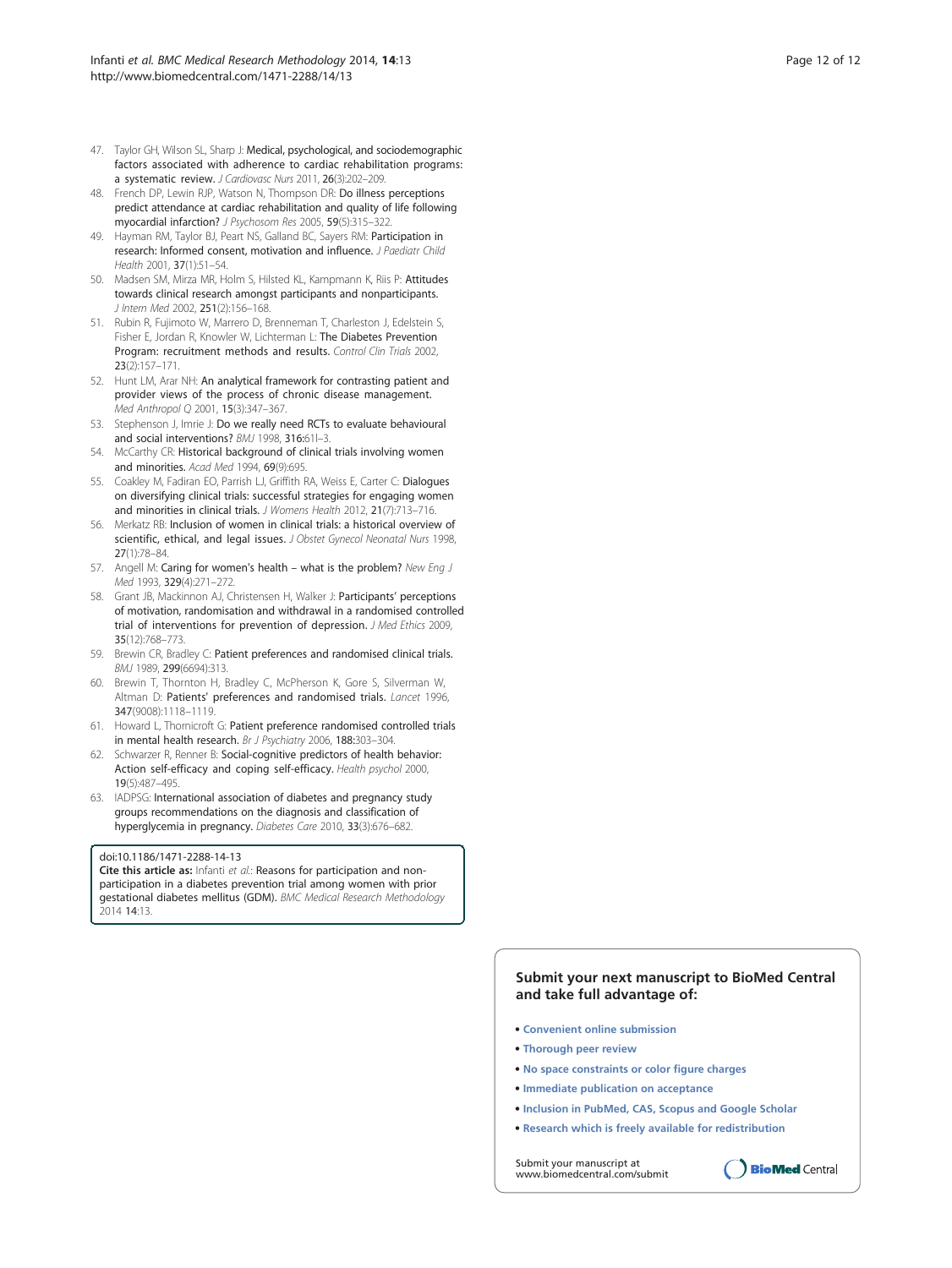47. Taylor GH, Wilson SL, Sharp J: **Medical, psychological, and sociodemographic factors associated with adherence to cardiac rehabilitation programs: a systematic review.** *J Cardiovasc Nurs* 2011, **26**(3):202–209.
48. French DP, Lewin RJP, Watson N, Thompson DR: **Do illness perceptions predict attendance at cardiac rehabilitation and quality of life following myocardial infarction?** *J Psychosom Res* 2005, **59**(5):315–322.
49. Hayman RM, Taylor BJ, Peart NS, Galland BC, Sayers RM: **Participation in research: Informed consent, motivation and influence.** *J Paediatr Child Health* 2001, **37**(1):51–54.
50. Madsen SM, Mirza MR, Holm S, Hilsted KL, Kampmann K, Riis P: **Attitudes towards clinical research amongst participants and nonparticipants.** *J Intern Med* 2002, **251**(2):156–168.
51. Rubin R, Fujimoto W, Marrero D, Brenneman T, Charleston J, Edelstein S, Fisher E, Jordan R, Knowler W, Lichterman L: **The Diabetes Prevention Program: recruitment methods and results.** *Control Clin Trials* 2002, **23**(2):157–171.
52. Hunt LM, Arar NH: **An analytical framework for contrasting patient and provider views of the process of chronic disease management.** *Med Anthropol Q* 2001, **15**(3):347–367.
53. Stephenson J, Imrie J: **Do we really need RCTs to evaluate behavioural and social interventions?** *BMJ* 1998, **316**:611–3.
54. McCarthy CR: **Historical background of clinical trials involving women and minorities.** *Acad Med* 1994, **69**(9):695.
55. Coakley M, Fadiran EO, Parrish LJ, Griffith RA, Weiss E, Carter C: **Dialogues on diversifying clinical trials: successful strategies for engaging women and minorities in clinical trials.** *J Womens Health* 2012, **21**(7):713–716.
56. Merkatz RB: **Inclusion of women in clinical trials: a historical overview of scientific, ethical, and legal issues.** *J Obstet Gynecol Neonatal Nurs* 1998, **27**(1):78–84.
57. Angell M: **Caring for women's health – what is the problem?** *New Eng J Med* 1993, **329**(4):271–272.
58. Grant JB, Mackinnon AJ, Christensen H, Walker J: **Participants' perceptions of motivation, randomisation and withdrawal in a randomised controlled trial of interventions for prevention of depression.** *J Med Ethics* 2009, **35**(12):768–773.
59. Brewin CR, Bradley C: **Patient preferences and randomised clinical trials.** *BMJ* 1989, **299**(6694):313.
60. Brewin T, Thornton H, Bradley C, McPherson K, Gore S, Silverman W, Altman D: **Patients' preferences and randomised trials.** *Lancet* 1996, **347**(9008):1118–1119.
61. Howard L, Thornicroft G: **Patient preference randomised controlled trials in mental health research.** *Br J Psychiatry* 2006, **188**:303–304.
62. Schwarzer R, Renner B: **Social-cognitive predictors of health behavior: Action self-efficacy and coping self-efficacy.** *Health psychol* 2000, **19**(5):487–495.
63. IADPSG: **International association of diabetes and pregnancy study groups recommendations on the diagnosis and classification of hyperglycemia in pregnancy.** *Diabetes Care* 2010, **33**(3):676–682.

doi:10.1186/1471-2288-14-13
**Cite this article as:** Infanti *et al.*: Reasons for participation and non-participation in a diabetes prevention trial among women with prior gestational diabetes mellitus (GDM). *BMC Medical Research Methodology* 2014 **14**:13.

**Submit your next manuscript to BioMed Central and take full advantage of:**

- **Convenient online submission**
- **Thorough peer review**
- **No space constraints or color figure charges**
- **Immediate publication on acceptance**
- **Inclusion in PubMed, CAS, Scopus and Google Scholar**
- **Research which is freely available for redistribution**

Submit your manuscript at
www.biomedcentral.com/submit

BioMed Central